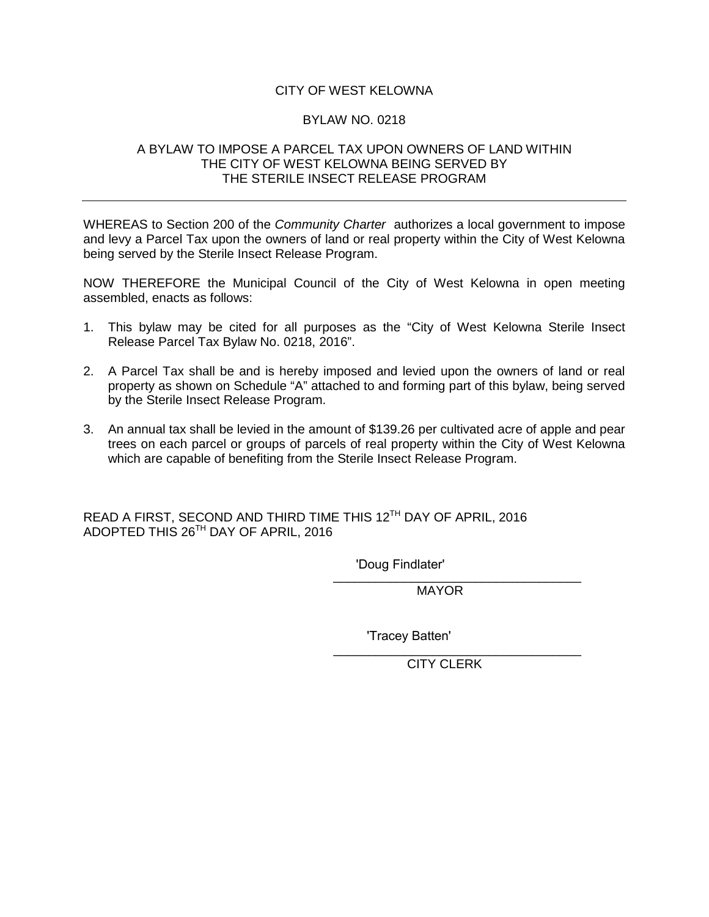CITY OF WEST KELOWNA

BYLAW NO. 0218

A BYLAW TO IMPOSE A PARCEL TAX UPON OWNERS OF LAND WITHIN THE CITY OF WEST KELOWNA BEING SERVED BY THE STERILE INSECT RELEASE PROGRAM

---

WHEREAS to Section 200 of the *Community Charter* authorizes a local government to impose and levy a Parcel Tax upon the owners of land or real property within the City of West Kelowna being served by the Sterile Insect Release Program.

NOW THEREFORE the Municipal Council of the City of West Kelowna in open meeting assembled, enacts as follows:

1. This bylaw may be cited for all purposes as the “City of West Kelowna Sterile Insect Release Parcel Tax Bylaw No. 0218, 2016”.

2. A Parcel Tax shall be and is hereby imposed and levied upon the owners of land or real property as shown on Schedule “A” attached to and forming part of this bylaw, being served by the Sterile Insect Release Program.

3. An annual tax shall be levied in the amount of $139.26 per cultivated acre of apple and pear trees on each parcel or groups of parcels of real property within the City of West Kelowna which are capable of benefiting from the Sterile Insect Release Program.

READ A FIRST, SECOND AND THIRD TIME THIS 12TH DAY OF APRIL, 2016
ADOPTED THIS 26TH DAY OF APRIL, 2016

'Doug Findlater'
MAYOR

'Tracey Batten'
CITY CLERK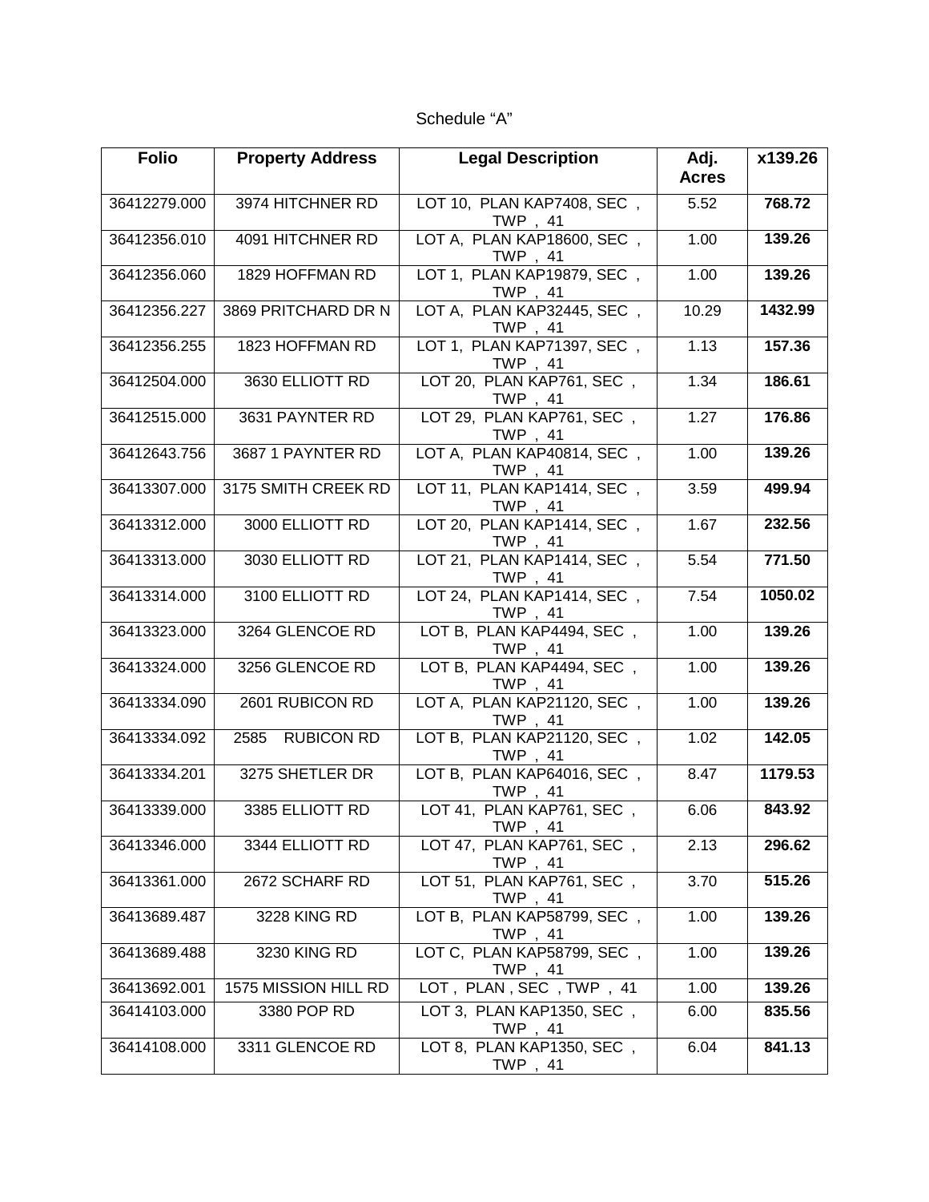Schedule "A"

| Folio | Property Address | Legal Description | Adj. Acres | x139.26 |
|---|---|---|---|---|
| 36412279.000 | 3974 HITCHNER RD | LOT 10, PLAN KAP7408, SEC , TWP , 41 | 5.52 | **768.72** |
| 36412356.010 | 4091 HITCHNER RD | LOT A, PLAN KAP18600, SEC , TWP , 41 | 1.00 | **139.26** |
| 36412356.060 | 1829 HOFFMAN RD | LOT 1, PLAN KAP19879, SEC , TWP , 41 | 1.00 | **139.26** |
| 36412356.227 | 3869 PRITCHARD DR N | LOT A, PLAN KAP32445, SEC , TWP , 41 | 10.29 | **1432.99** |
| 36412356.255 | 1823 HOFFMAN RD | LOT 1, PLAN KAP71397, SEC , TWP , 41 | 1.13 | **157.36** |
| 36412504.000 | 3630 ELLIOTT RD | LOT 20, PLAN KAP761, SEC , TWP , 41 | 1.34 | **186.61** |
| 36412515.000 | 3631 PAYNTER RD | LOT 29, PLAN KAP761, SEC , TWP , 41 | 1.27 | **176.86** |
| 36412643.756 | 3687 1 PAYNTER RD | LOT A, PLAN KAP40814, SEC , TWP , 41 | 1.00 | **139.26** |
| 36413307.000 | 3175 SMITH CREEK RD | LOT 11, PLAN KAP1414, SEC , TWP , 41 | 3.59 | **499.94** |
| 36413312.000 | 3000 ELLIOTT RD | LOT 20, PLAN KAP1414, SEC , TWP , 41 | 1.67 | **232.56** |
| 36413313.000 | 3030 ELLIOTT RD | LOT 21, PLAN KAP1414, SEC , TWP , 41 | 5.54 | **771.50** |
| 36413314.000 | 3100 ELLIOTT RD | LOT 24, PLAN KAP1414, SEC , TWP , 41 | 7.54 | **1050.02** |
| 36413323.000 | 3264 GLENCOE RD | LOT B, PLAN KAP4494, SEC , TWP , 41 | 1.00 | **139.26** |
| 36413324.000 | 3256 GLENCOE RD | LOT B, PLAN KAP4494, SEC , TWP , 41 | 1.00 | **139.26** |
| 36413334.090 | 2601 RUBICON RD | LOT A, PLAN KAP21120, SEC , TWP , 41 | 1.00 | **139.26** |
| 36413334.092 | 2585 RUBICON RD | LOT B, PLAN KAP21120, SEC , TWP , 41 | 1.02 | **142.05** |
| 36413334.201 | 3275 SHETLER DR | LOT B, PLAN KAP64016, SEC , TWP , 41 | 8.47 | **1179.53** |
| 36413339.000 | 3385 ELLIOTT RD | LOT 41, PLAN KAP761, SEC , TWP , 41 | 6.06 | **843.92** |
| 36413346.000 | 3344 ELLIOTT RD | LOT 47, PLAN KAP761, SEC , TWP , 41 | 2.13 | **296.62** |
| 36413361.000 | 2672 SCHARF RD | LOT 51, PLAN KAP761, SEC , TWP , 41 | 3.70 | **515.26** |
| 36413689.487 | 3228 KING RD | LOT B, PLAN KAP58799, SEC , TWP , 41 | 1.00 | **139.26** |
| 36413689.488 | 3230 KING RD | LOT C, PLAN KAP58799, SEC , TWP , 41 | 1.00 | **139.26** |
| 36413692.001 | 1575 MISSION HILL RD | LOT , PLAN , SEC , TWP , 41 | 1.00 | **139.26** |
| 36414103.000 | 3380 POP RD | LOT 3, PLAN KAP1350, SEC , TWP , 41 | 6.00 | **835.56** |
| 36414108.000 | 3311 GLENCOE RD | LOT 8, PLAN KAP1350, SEC , TWP , 41 | 6.04 | **841.13** |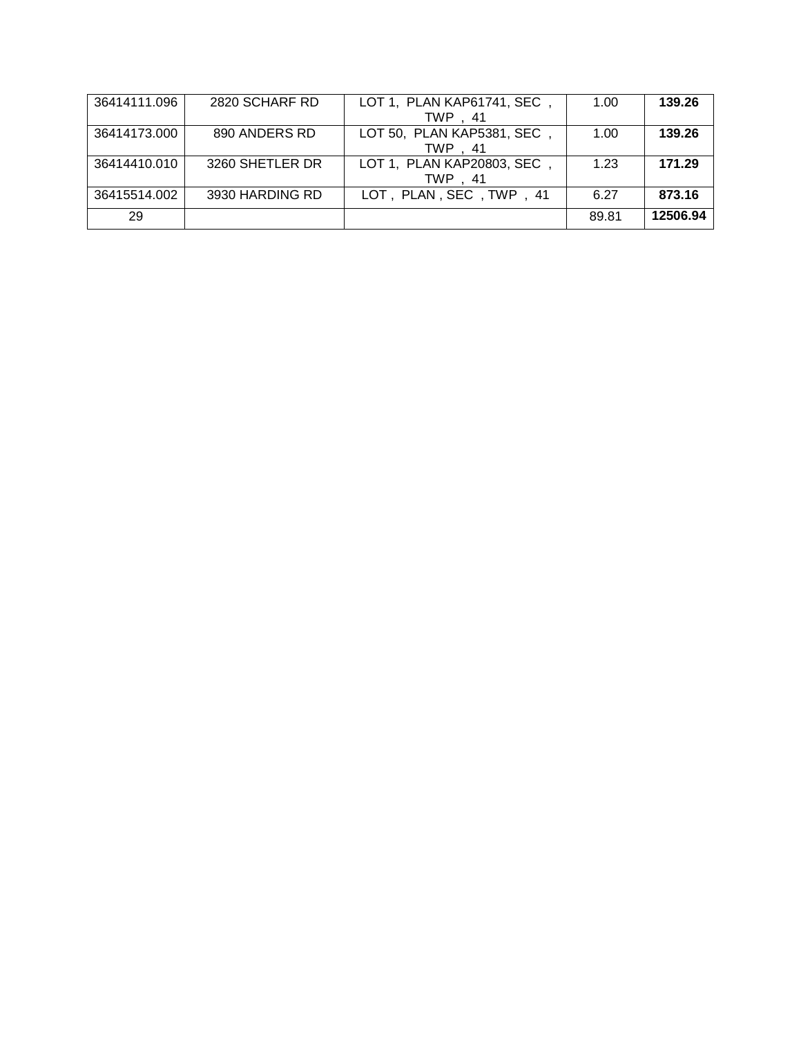| | | | | |
|---|---|---|---|---|
| 36414111.096 | 2820 SCHARF RD | LOT 1, PLAN KAP61741, SEC , TWP , 41 | 1.00 | **139.26** |
| 36414173.000 | 890 ANDERS RD | LOT 50, PLAN KAP5381, SEC , TWP , 41 | 1.00 | **139.26** |
| 36414410.010 | 3260 SHETLER DR | LOT 1, PLAN KAP20803, SEC , TWP , 41 | 1.23 | **171.29** |
| 36415514.002 | 3930 HARDING RD | LOT , PLAN , SEC , TWP , 41 | 6.27 | **873.16** |
| 29 | | | 89.81 | **12506.94** |